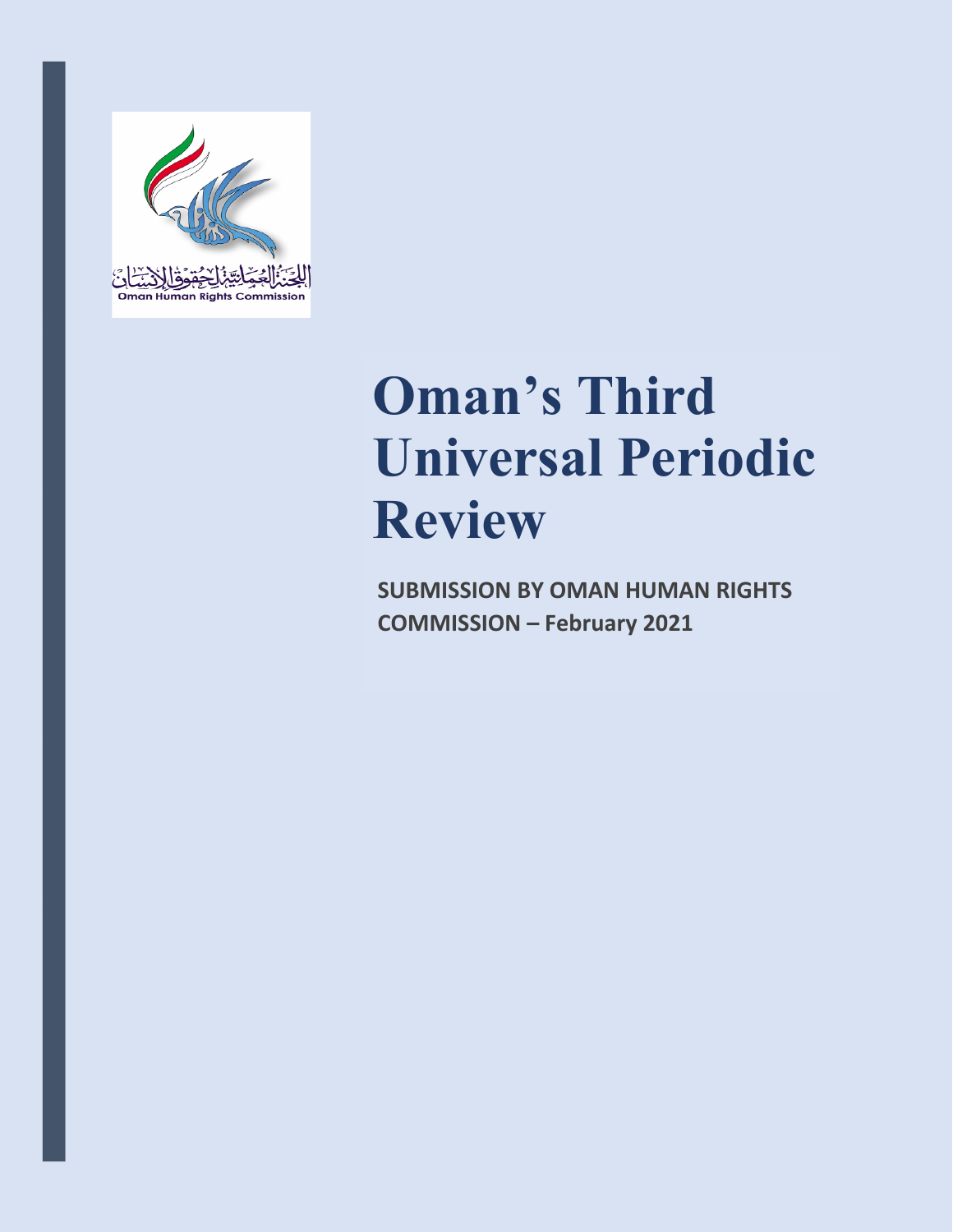اللجنة العمانية لحقوق الإنسان
Oman Human Rights Commission

# Oman's Third Universal Periodic Review

**SUBMISSION BY OMAN HUMAN RIGHTS COMMISSION – February 2021**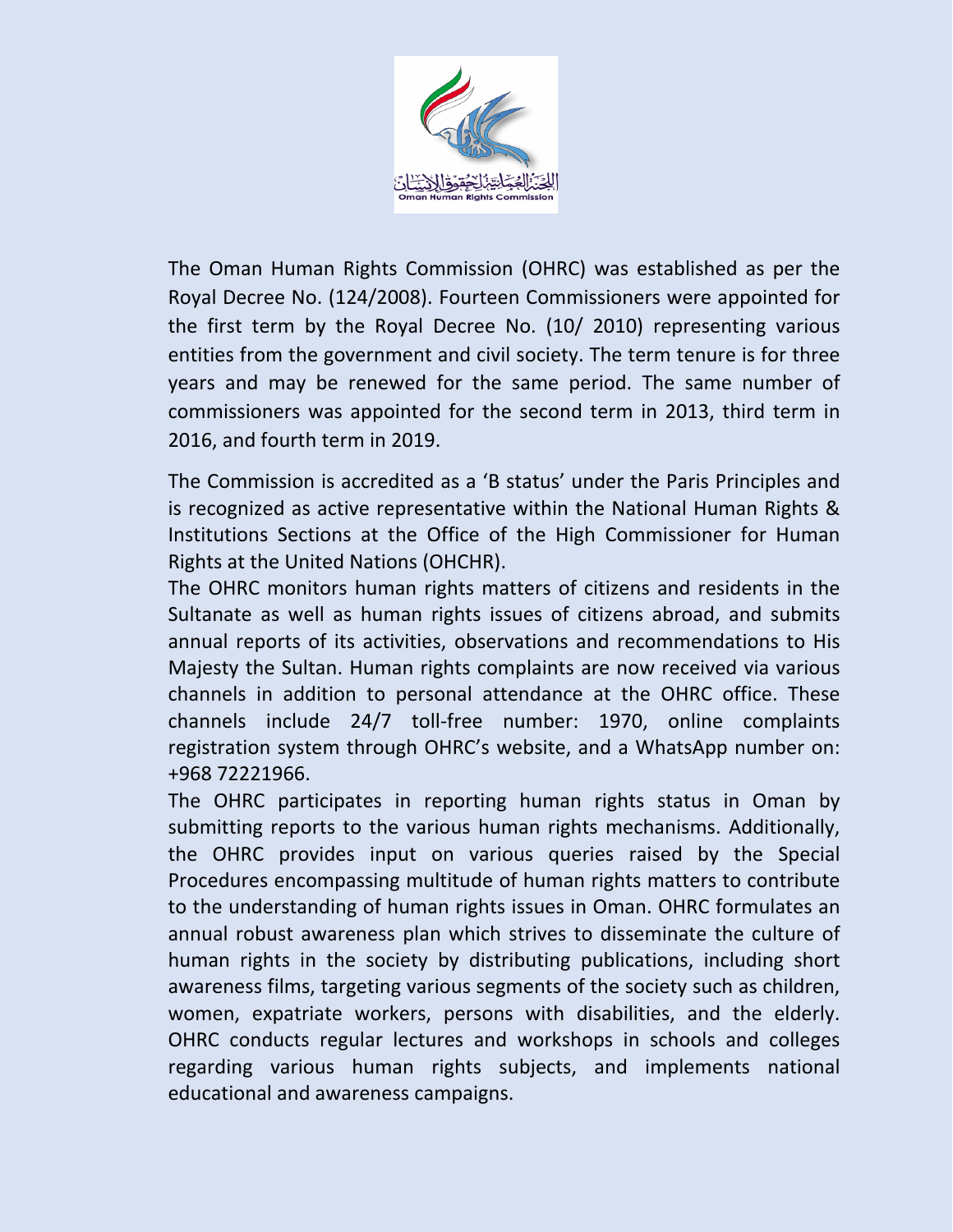The Oman Human Rights Commission (OHRC) was established as per the Royal Decree No. (124/2008). Fourteen Commissioners were appointed for the first term by the Royal Decree No. (10/ 2010) representing various entities from the government and civil society. The term tenure is for three years and may be renewed for the same period. The same number of commissioners was appointed for the second term in 2013, third term in 2016, and fourth term in 2019.

The Commission is accredited as a 'B status' under the Paris Principles and is recognized as active representative within the National Human Rights & Institutions Sections at the Office of the High Commissioner for Human Rights at the United Nations (OHCHR).

The OHRC monitors human rights matters of citizens and residents in the Sultanate as well as human rights issues of citizens abroad, and submits annual reports of its activities, observations and recommendations to His Majesty the Sultan. Human rights complaints are now received via various channels in addition to personal attendance at the OHRC office. These channels include 24/7 toll-free number: 1970, online complaints registration system through OHRC's website, and a WhatsApp number on: +968 72221966.

The OHRC participates in reporting human rights status in Oman by submitting reports to the various human rights mechanisms. Additionally, the OHRC provides input on various queries raised by the Special Procedures encompassing multitude of human rights matters to contribute to the understanding of human rights issues in Oman. OHRC formulates an annual robust awareness plan which strives to disseminate the culture of human rights in the society by distributing publications, including short awareness films, targeting various segments of the society such as children, women, expatriate workers, persons with disabilities, and the elderly. OHRC conducts regular lectures and workshops in schools and colleges regarding various human rights subjects, and implements national educational and awareness campaigns.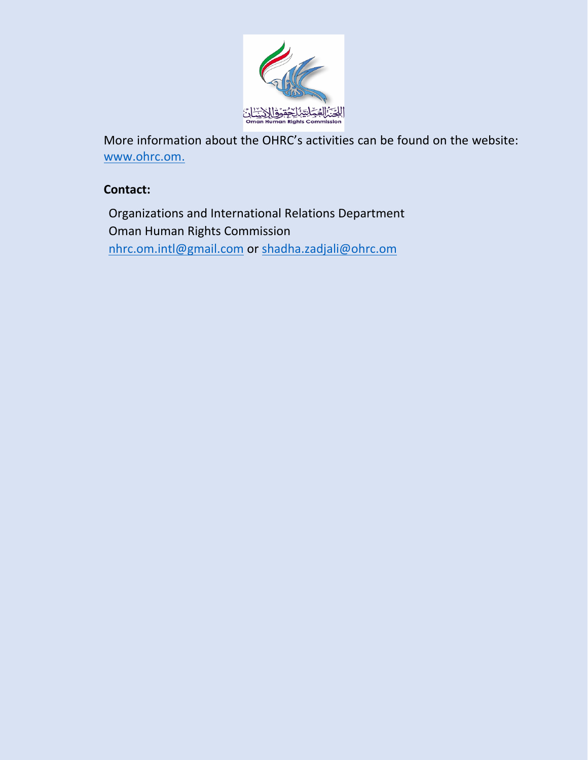More information about the OHRC's activities can be found on the website: www.ohrc.om.

**Contact:**

Organizations and International Relations Department
Oman Human Rights Commission
nhrc.om.intl@gmail.com or shadha.zadjali@ohrc.om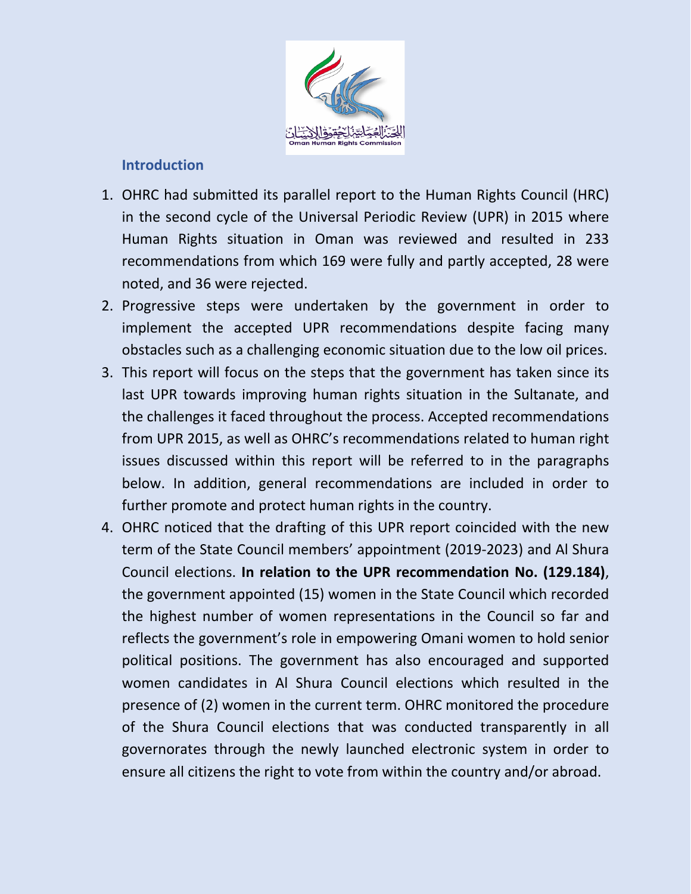## Introduction

1. OHRC had submitted its parallel report to the Human Rights Council (HRC) in the second cycle of the Universal Periodic Review (UPR) in 2015 where Human Rights situation in Oman was reviewed and resulted in 233 recommendations from which 169 were fully and partly accepted, 28 were noted, and 36 were rejected.
2. Progressive steps were undertaken by the government in order to implement the accepted UPR recommendations despite facing many obstacles such as a challenging economic situation due to the low oil prices.
3. This report will focus on the steps that the government has taken since its last UPR towards improving human rights situation in the Sultanate, and the challenges it faced throughout the process. Accepted recommendations from UPR 2015, as well as OHRC's recommendations related to human right issues discussed within this report will be referred to in the paragraphs below. In addition, general recommendations are included in order to further promote and protect human rights in the country.
4. OHRC noticed that the drafting of this UPR report coincided with the new term of the State Council members' appointment (2019-2023) and Al Shura Council elections. **In relation to the UPR recommendation No. (129.184)**, the government appointed (15) women in the State Council which recorded the highest number of women representations in the Council so far and reflects the government's role in empowering Omani women to hold senior political positions. The government has also encouraged and supported women candidates in Al Shura Council elections which resulted in the presence of (2) women in the current term. OHRC monitored the procedure of the Shura Council elections that was conducted transparently in all governorates through the newly launched electronic system in order to ensure all citizens the right to vote from within the country and/or abroad.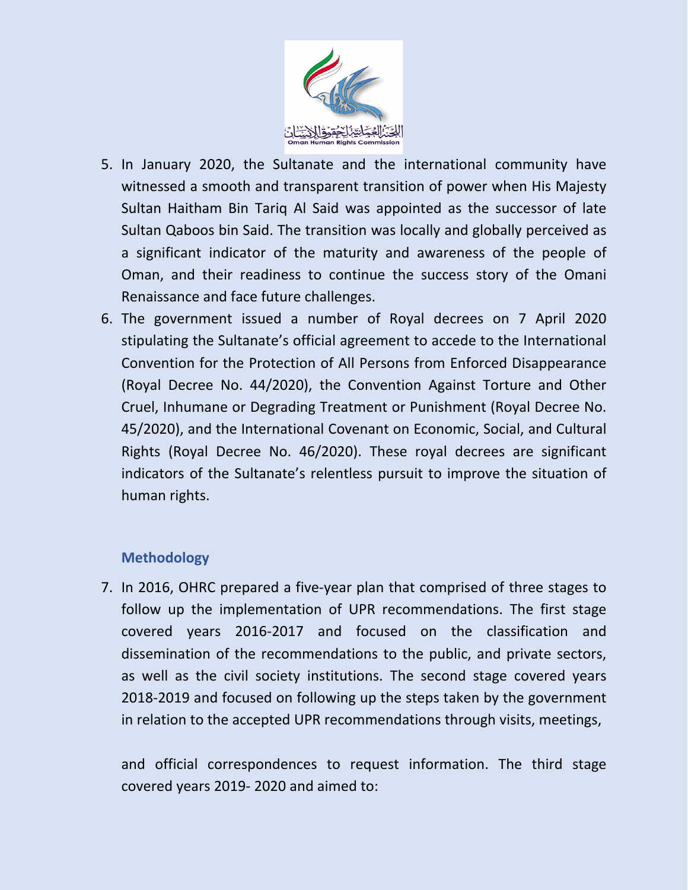5. In January 2020, the Sultanate and the international community have witnessed a smooth and transparent transition of power when His Majesty Sultan Haitham Bin Tariq Al Said was appointed as the successor of late Sultan Qaboos bin Said. The transition was locally and globally perceived as a significant indicator of the maturity and awareness of the people of Oman, and their readiness to continue the success story of the Omani Renaissance and face future challenges.
6. The government issued a number of Royal decrees on 7 April 2020 stipulating the Sultanate's official agreement to accede to the International Convention for the Protection of All Persons from Enforced Disappearance (Royal Decree No. 44/2020), the Convention Against Torture and Other Cruel, Inhumane or Degrading Treatment or Punishment (Royal Decree No. 45/2020), and the International Covenant on Economic, Social, and Cultural Rights (Royal Decree No. 46/2020). These royal decrees are significant indicators of the Sultanate's relentless pursuit to improve the situation of human rights.

## Methodology

7. In 2016, OHRC prepared a five-year plan that comprised of three stages to follow up the implementation of UPR recommendations. The first stage covered years 2016-2017 and focused on the classification and dissemination of the recommendations to the public, and private sectors, as well as the civil society institutions. The second stage covered years 2018-2019 and focused on following up the steps taken by the government in relation to the accepted UPR recommendations through visits, meetings, and official correspondences to request information. The third stage covered years 2019- 2020 and aimed to: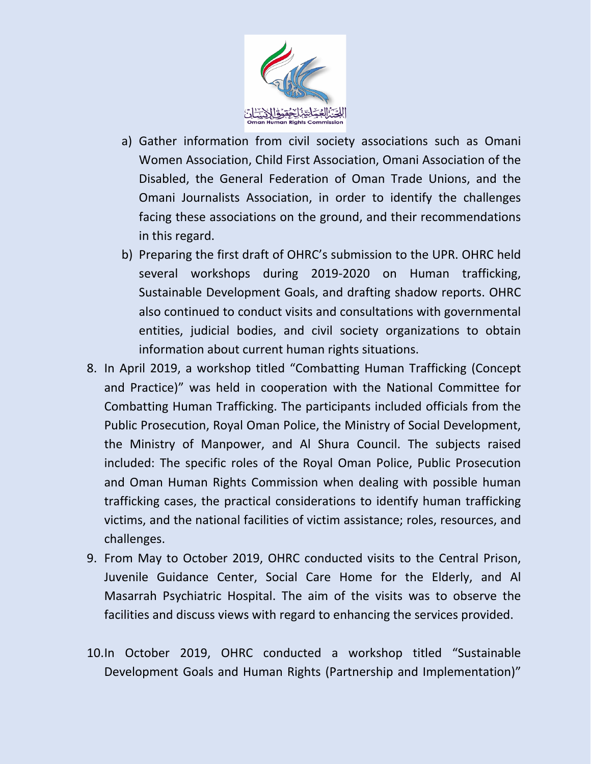a) Gather information from civil society associations such as Omani Women Association, Child First Association, Omani Association of the Disabled, the General Federation of Oman Trade Unions, and the Omani Journalists Association, in order to identify the challenges facing these associations on the ground, and their recommendations in this regard.

b) Preparing the first draft of OHRC's submission to the UPR. OHRC held several workshops during 2019-2020 on Human trafficking, Sustainable Development Goals, and drafting shadow reports. OHRC also continued to conduct visits and consultations with governmental entities, judicial bodies, and civil society organizations to obtain information about current human rights situations.

8. In April 2019, a workshop titled "Combatting Human Trafficking (Concept and Practice)" was held in cooperation with the National Committee for Combatting Human Trafficking. The participants included officials from the Public Prosecution, Royal Oman Police, the Ministry of Social Development, the Ministry of Manpower, and Al Shura Council. The subjects raised included: The specific roles of the Royal Oman Police, Public Prosecution and Oman Human Rights Commission when dealing with possible human trafficking cases, the practical considerations to identify human trafficking victims, and the national facilities of victim assistance; roles, resources, and challenges.

9. From May to October 2019, OHRC conducted visits to the Central Prison, Juvenile Guidance Center, Social Care Home for the Elderly, and Al Masarrah Psychiatric Hospital. The aim of the visits was to observe the facilities and discuss views with regard to enhancing the services provided.

10. In October 2019, OHRC conducted a workshop titled "Sustainable Development Goals and Human Rights (Partnership and Implementation)"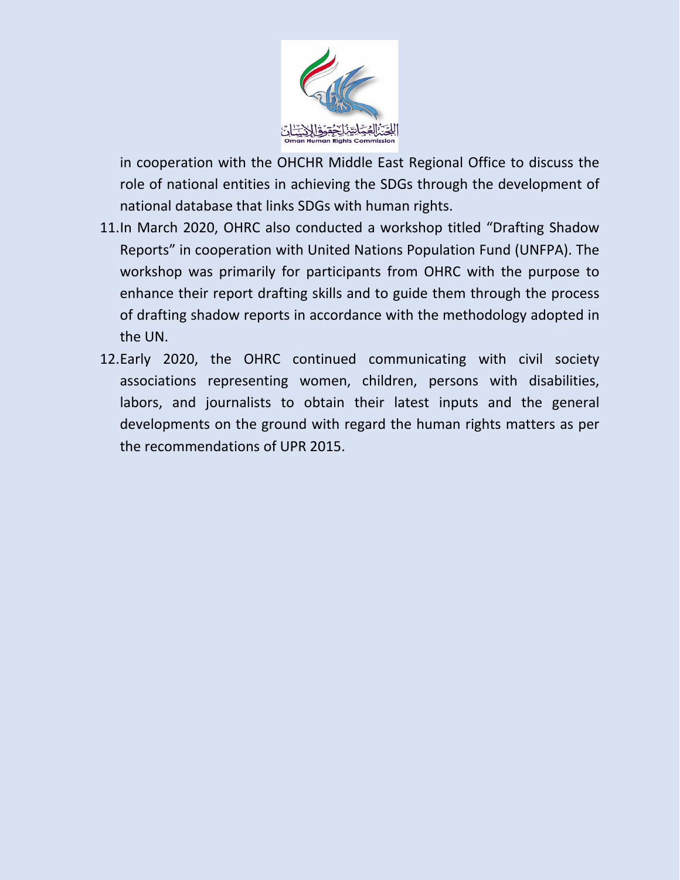in cooperation with the OHCHR Middle East Regional Office to discuss the role of national entities in achieving the SDGs through the development of national database that links SDGs with human rights.

11. In March 2020, OHRC also conducted a workshop titled "Drafting Shadow Reports" in cooperation with United Nations Population Fund (UNFPA). The workshop was primarily for participants from OHRC with the purpose to enhance their report drafting skills and to guide them through the process of drafting shadow reports in accordance with the methodology adopted in the UN.
12. Early 2020, the OHRC continued communicating with civil society associations representing women, children, persons with disabilities, labors, and journalists to obtain their latest inputs and the general developments on the ground with regard the human rights matters as per the recommendations of UPR 2015.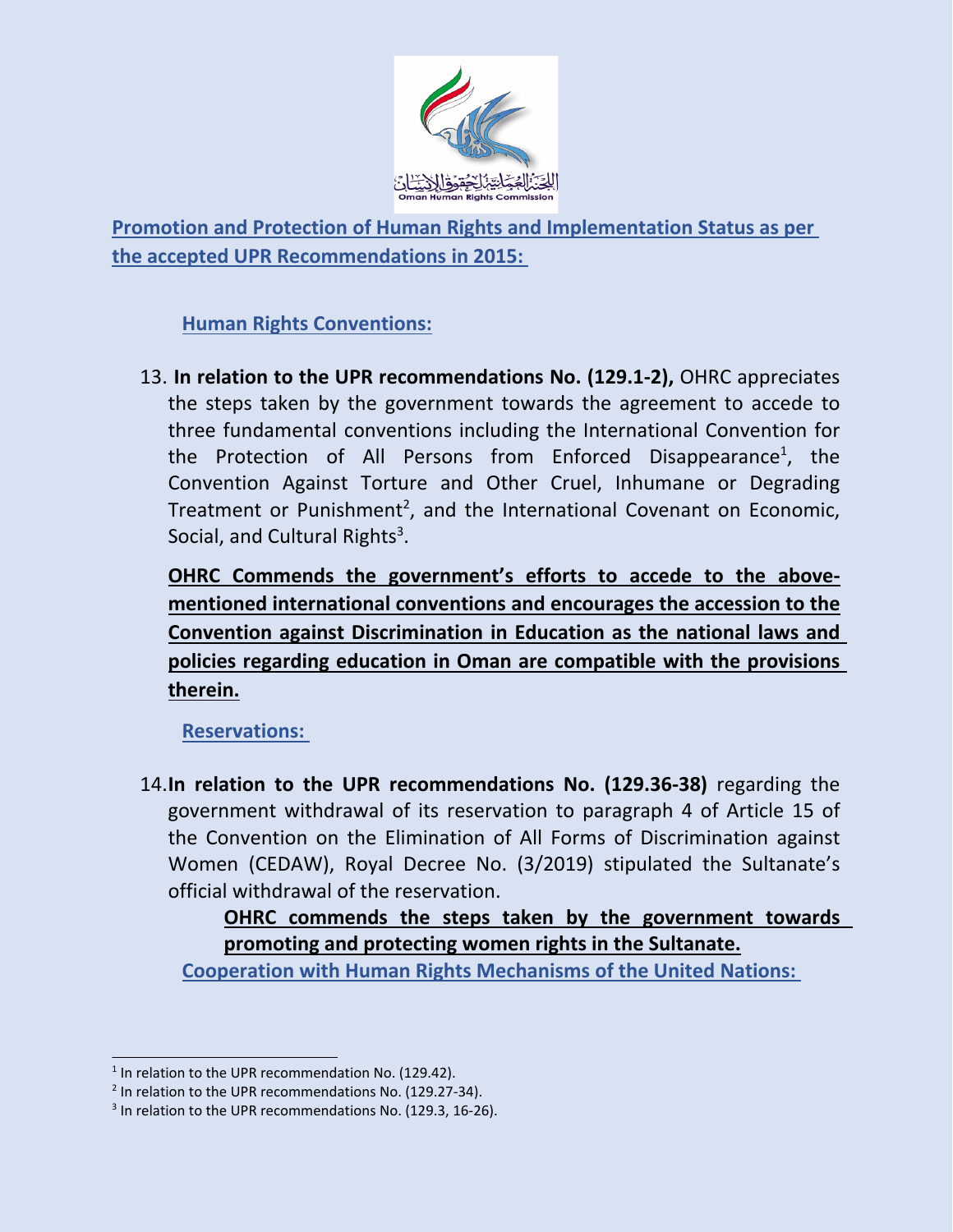## Promotion and Protection of Human Rights and Implementation Status as per the accepted UPR Recommendations in 2015:

### Human Rights Conventions:

13. **In relation to the UPR recommendations No. (129.1-2),** OHRC appreciates the steps taken by the government towards the agreement to accede to three fundamental conventions including the International Convention for the Protection of All Persons from Enforced Disappearance[1], the Convention Against Torture and Other Cruel, Inhumane or Degrading Treatment or Punishment[2], and the International Covenant on Economic, Social, and Cultural Rights[3].

    **OHRC Commends the government's efforts to accede to the above-mentioned international conventions and encourages the accession to the Convention against Discrimination in Education as the national laws and policies regarding education in Oman are compatible with the provisions therein.**

### Reservations:

14. **In relation to the UPR recommendations No. (129.36-38)** regarding the government withdrawal of its reservation to paragraph 4 of Article 15 of the Convention on the Elimination of All Forms of Discrimination against Women (CEDAW), Royal Decree No. (3/2019) stipulated the Sultanate's official withdrawal of the reservation.

    **OHRC commends the steps taken by the government towards promoting and protecting women rights in the Sultanate.**

### Cooperation with Human Rights Mechanisms of the United Nations:

---

[1] In relation to the UPR recommendation No. (129.42).

[2] In relation to the UPR recommendations No. (129.27-34).

[3] In relation to the UPR recommendations No. (129.3, 16-26).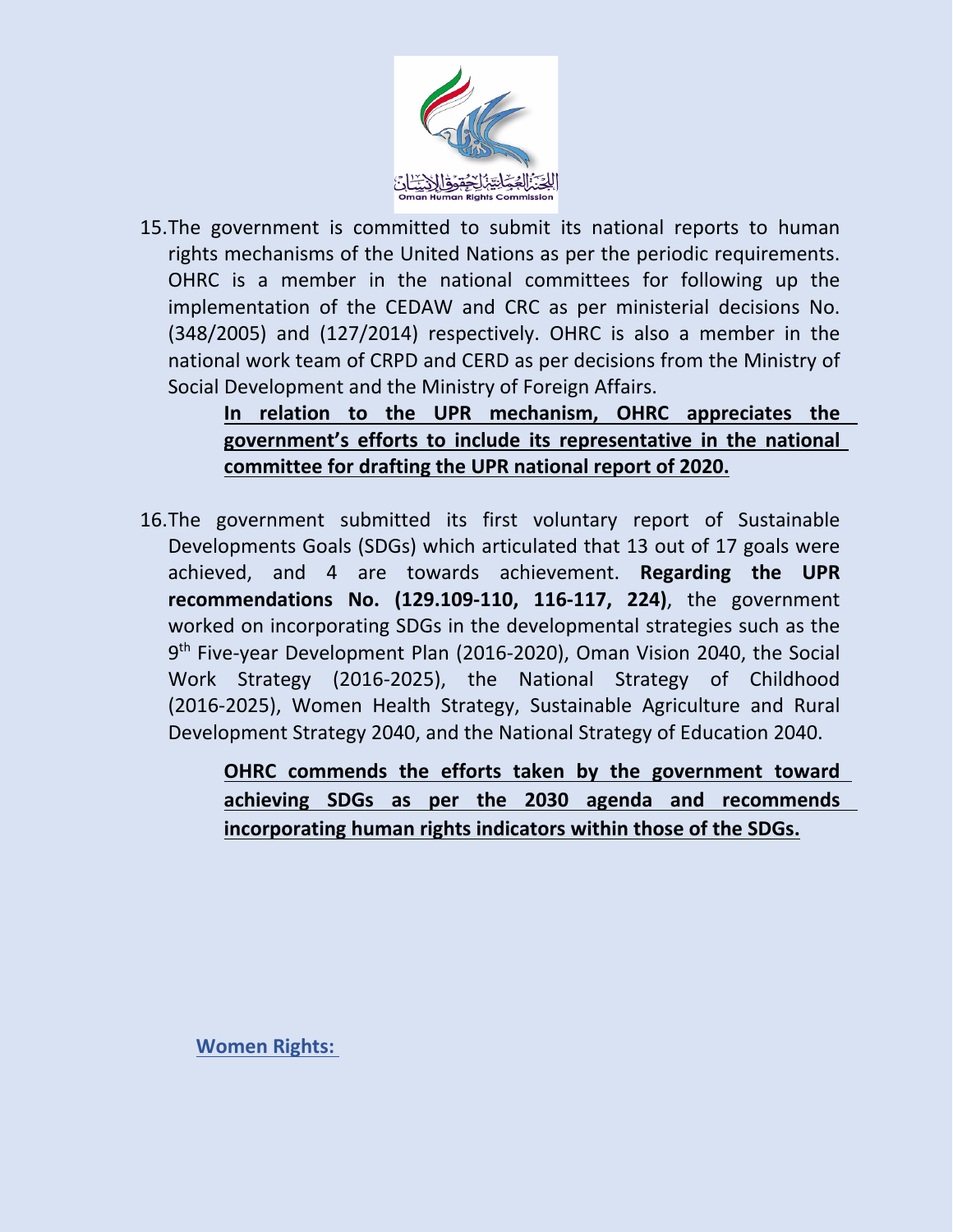15. The government is committed to submit its national reports to human rights mechanisms of the United Nations as per the periodic requirements. OHRC is a member in the national committees for following up the implementation of the CEDAW and CRC as per ministerial decisions No. (348/2005) and (127/2014) respectively. OHRC is also a member in the national work team of CRPD and CERD as per decisions from the Ministry of Social Development and the Ministry of Foreign Affairs.

    **In relation to the UPR mechanism, OHRC appreciates the government's efforts to include its representative in the national committee for drafting the UPR national report of 2020.**

16. The government submitted its first voluntary report of Sustainable Developments Goals (SDGs) which articulated that 13 out of 17 goals were achieved, and 4 are towards achievement. **Regarding the UPR recommendations No. (129.109-110, 116-117, 224)**, the government worked on incorporating SDGs in the developmental strategies such as the 9th Five-year Development Plan (2016-2020), Oman Vision 2040, the Social Work Strategy (2016-2025), the National Strategy of Childhood (2016-2025), Women Health Strategy, Sustainable Agriculture and Rural Development Strategy 2040, and the National Strategy of Education 2040.

    **OHRC commends the efforts taken by the government toward achieving SDGs as per the 2030 agenda and recommends incorporating human rights indicators within those of the SDGs.**

## Women Rights: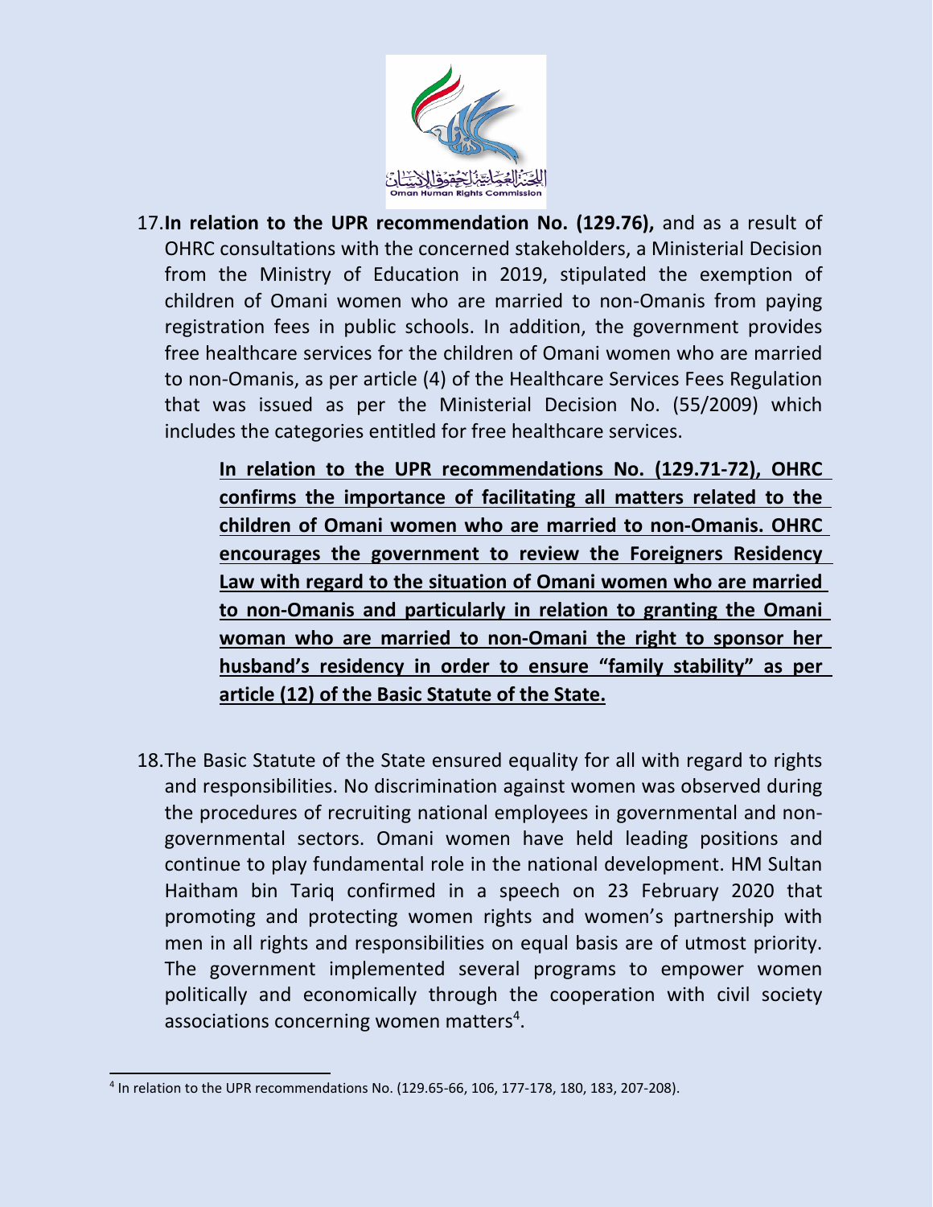17. **In relation to the UPR recommendation No. (129.76),** and as a result of OHRC consultations with the concerned stakeholders, a Ministerial Decision from the Ministry of Education in 2019, stipulated the exemption of children of Omani women who are married to non-Omanis from paying registration fees in public schools. In addition, the government provides free healthcare services for the children of Omani women who are married to non-Omanis, as per article (4) of the Healthcare Services Fees Regulation that was issued as per the Ministerial Decision No. (55/2009) which includes the categories entitled for free healthcare services.

    **<u>In relation to the UPR recommendations No. (129.71-72), OHRC confirms the importance of facilitating all matters related to the children of Omani women who are married to non-Omanis. OHRC encourages the government to review the Foreigners Residency Law with regard to the situation of Omani women who are married to non-Omanis and particularly in relation to granting the Omani woman who are married to non-Omani the right to sponsor her husband's residency in order to ensure "family stability" as per article (12) of the Basic Statute of the State.</u>**

18. The Basic Statute of the State ensured equality for all with regard to rights and responsibilities. No discrimination against women was observed during the procedures of recruiting national employees in governmental and non-governmental sectors. Omani women have held leading positions and continue to play fundamental role in the national development. HM Sultan Haitham bin Tariq confirmed in a speech on 23 February 2020 that promoting and protecting women rights and women's partnership with men in all rights and responsibilities on equal basis are of utmost priority. The government implemented several programs to empower women politically and economically through the cooperation with civil society associations concerning women matters[4].

---

[4] In relation to the UPR recommendations No. (129.65-66, 106, 177-178, 180, 183, 207-208).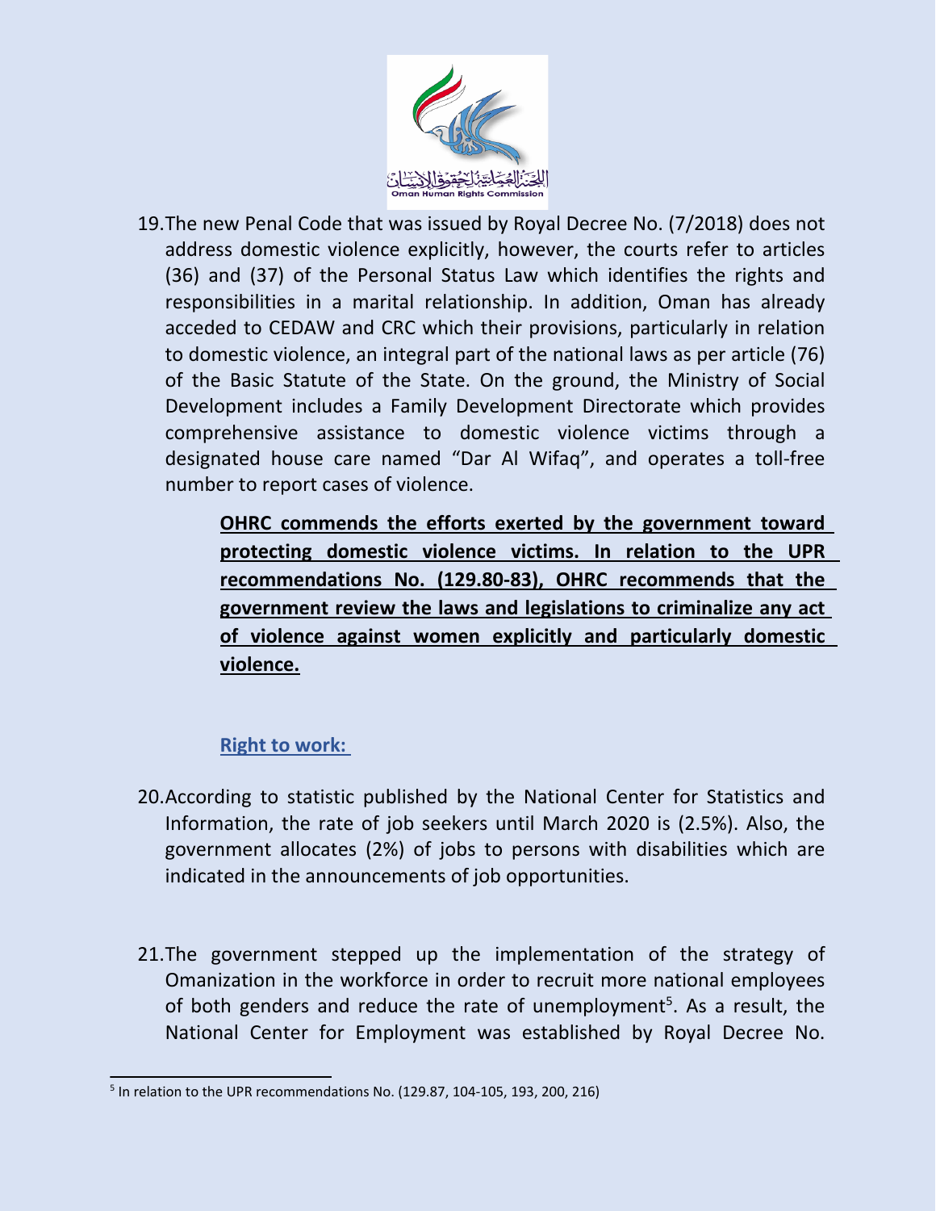19. The new Penal Code that was issued by Royal Decree No. (7/2018) does not address domestic violence explicitly, however, the courts refer to articles (36) and (37) of the Personal Status Law which identifies the rights and responsibilities in a marital relationship. In addition, Oman has already acceded to CEDAW and CRC which their provisions, particularly in relation to domestic violence, an integral part of the national laws as per article (76) of the Basic Statute of the State. On the ground, the Ministry of Social Development includes a Family Development Directorate which provides comprehensive assistance to domestic violence victims through a designated house care named "Dar Al Wifaq", and operates a toll-free number to report cases of violence.

**OHRC commends the efforts exerted by the government toward protecting domestic violence victims. In relation to the UPR recommendations No. (129.80-83), OHRC recommends that the government review the laws and legislations to criminalize any act of violence against women explicitly and particularly domestic violence.**

### Right to work:

20. According to statistic published by the National Center for Statistics and Information, the rate of job seekers until March 2020 is (2.5%). Also, the government allocates (2%) of jobs to persons with disabilities which are indicated in the announcements of job opportunities.

21. The government stepped up the implementation of the strategy of Omanization in the workforce in order to recruit more national employees of both genders and reduce the rate of unemployment[5]. As a result, the National Center for Employment was established by Royal Decree No.

[5] In relation to the UPR recommendations No. (129.87, 104-105, 193, 200, 216)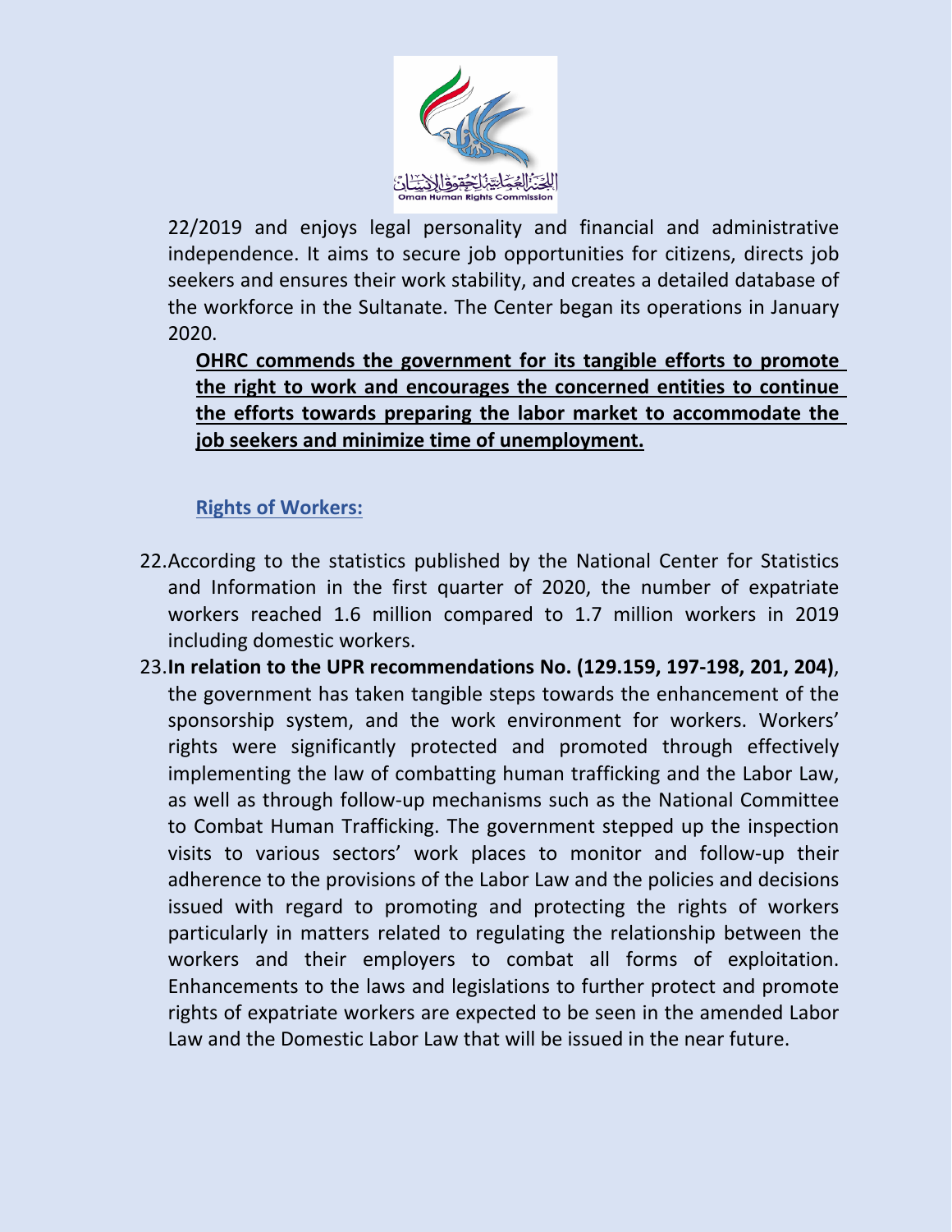22/2019 and enjoys legal personality and financial and administrative independence. It aims to secure job opportunities for citizens, directs job seekers and ensures their work stability, and creates a detailed database of the workforce in the Sultanate. The Center began its operations in January 2020.

**OHRC commends the government for its tangible efforts to promote the right to work and encourages the concerned entities to continue the efforts towards preparing the labor market to accommodate the job seekers and minimize time of unemployment.**

### Rights of Workers:

22. According to the statistics published by the National Center for Statistics and Information in the first quarter of 2020, the number of expatriate workers reached 1.6 million compared to 1.7 million workers in 2019 including domestic workers.
23. **In relation to the UPR recommendations No. (129.159, 197-198, 201, 204)**, the government has taken tangible steps towards the enhancement of the sponsorship system, and the work environment for workers. Workers' rights were significantly protected and promoted through effectively implementing the law of combatting human trafficking and the Labor Law, as well as through follow-up mechanisms such as the National Committee to Combat Human Trafficking. The government stepped up the inspection visits to various sectors' work places to monitor and follow-up their adherence to the provisions of the Labor Law and the policies and decisions issued with regard to promoting and protecting the rights of workers particularly in matters related to regulating the relationship between the workers and their employers to combat all forms of exploitation. Enhancements to the laws and legislations to further protect and promote rights of expatriate workers are expected to be seen in the amended Labor Law and the Domestic Labor Law that will be issued in the near future.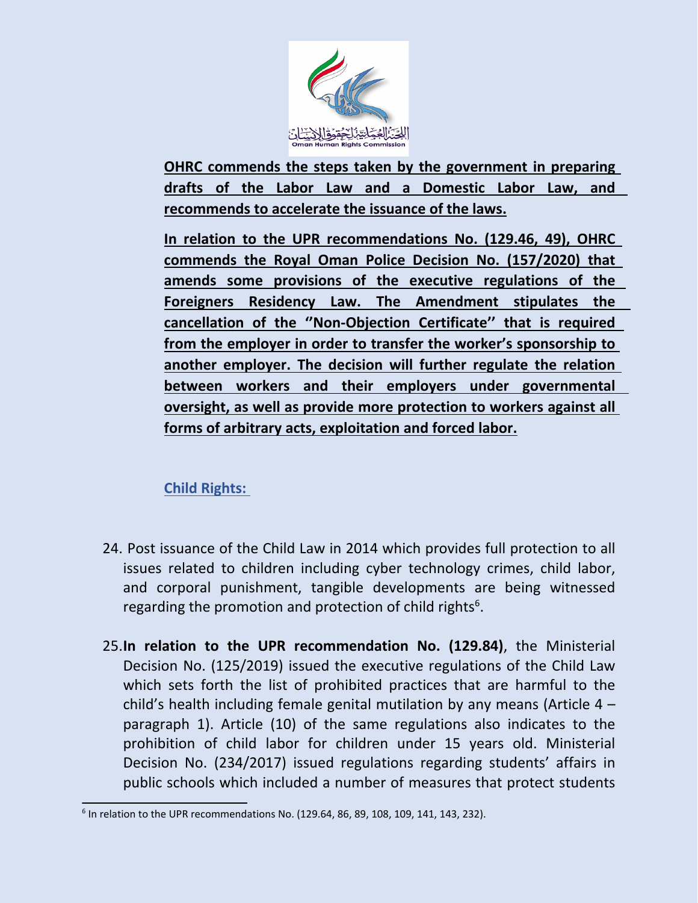**OHRC commends the steps taken by the government in preparing drafts of the Labor Law and a Domestic Labor Law, and recommends to accelerate the issuance of the laws.**

**In relation to the UPR recommendations No. (129.46, 49), OHRC commends the Royal Oman Police Decision No. (157/2020) that amends some provisions of the executive regulations of the Foreigners Residency Law. The Amendment stipulates the cancellation of the ''Non-Objection Certificate'' that is required from the employer in order to transfer the worker's sponsorship to another employer. The decision will further regulate the relation between workers and their employers under governmental oversight, as well as provide more protection to workers against all forms of arbitrary acts, exploitation and forced labor.**

## Child Rights:

24. Post issuance of the Child Law in 2014 which provides full protection to all issues related to children including cyber technology crimes, child labor, and corporal punishment, tangible developments are being witnessed regarding the promotion and protection of child rights[6].

25. **In relation to the UPR recommendation No. (129.84)**, the Ministerial Decision No. (125/2019) issued the executive regulations of the Child Law which sets forth the list of prohibited practices that are harmful to the child's health including female genital mutilation by any means (Article 4 – paragraph 1). Article (10) of the same regulations also indicates to the prohibition of child labor for children under 15 years old. Ministerial Decision No. (234/2017) issued regulations regarding students' affairs in public schools which included a number of measures that protect students

[6] In relation to the UPR recommendations No. (129.64, 86, 89, 108, 109, 141, 143, 232).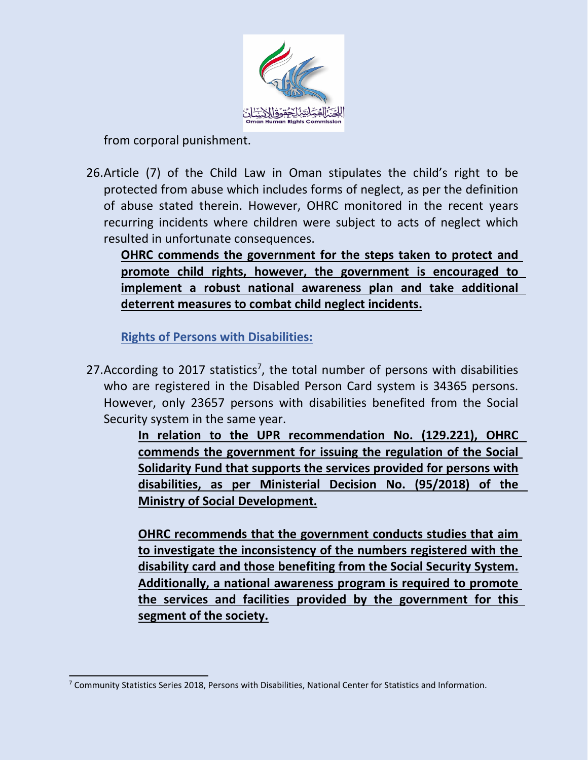from corporal punishment.

26. Article (7) of the Child Law in Oman stipulates the child's right to be protected from abuse which includes forms of neglect, as per the definition of abuse stated therein. However, OHRC monitored in the recent years recurring incidents where children were subject to acts of neglect which resulted in unfortunate consequences.

    **OHRC commends the government for the steps taken to protect and promote child rights, however, the government is encouraged to implement a robust national awareness plan and take additional deterrent measures to combat child neglect incidents.**

### Rights of Persons with Disabilities:

27. According to 2017 statistics[7], the total number of persons with disabilities who are registered in the Disabled Person Card system is 34365 persons. However, only 23657 persons with disabilities benefited from the Social Security system in the same year.

    **In relation to the UPR recommendation No. (129.221), OHRC commends the government for issuing the regulation of the Social Solidarity Fund that supports the services provided for persons with disabilities, as per Ministerial Decision No. (95/2018) of the Ministry of Social Development.**

    **OHRC recommends that the government conducts studies that aim to investigate the inconsistency of the numbers registered with the disability card and those benefiting from the Social Security System. Additionally, a national awareness program is required to promote the services and facilities provided by the government for this segment of the society.**

---

[7] Community Statistics Series 2018, Persons with Disabilities, National Center for Statistics and Information.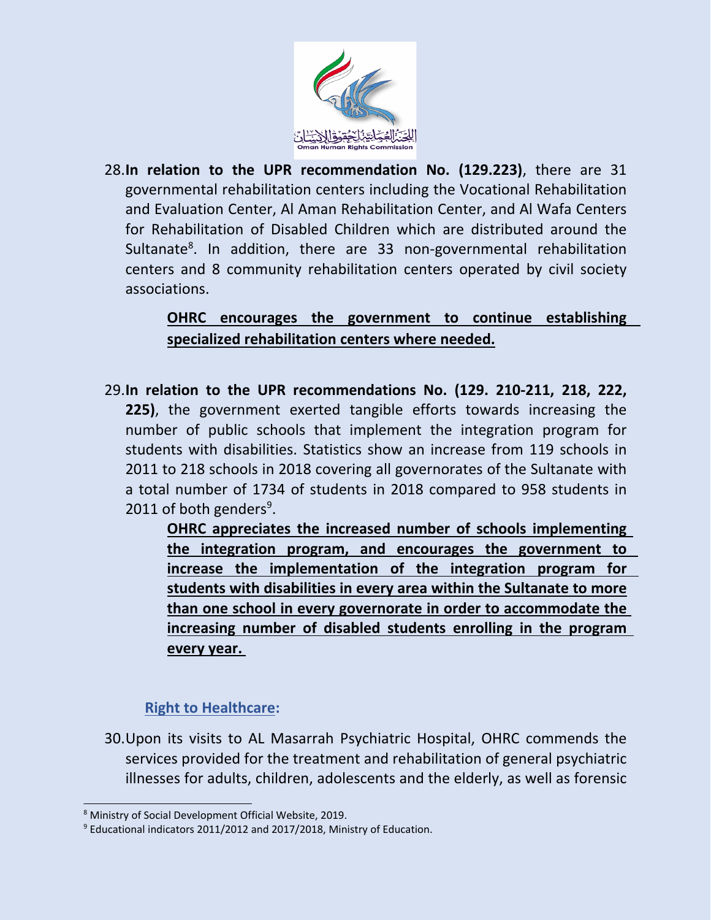28. **In relation to the UPR recommendation No. (129.223)**, there are 31 governmental rehabilitation centers including the Vocational Rehabilitation and Evaluation Center, Al Aman Rehabilitation Center, and Al Wafa Centers for Rehabilitation of Disabled Children which are distributed around the Sultanate[8]. In addition, there are 33 non-governmental rehabilitation centers and 8 community rehabilitation centers operated by civil society associations.

    **<u>OHRC encourages the government to continue establishing specialized rehabilitation centers where needed.</u>**

29. **In relation to the UPR recommendations No. (129. 210-211, 218, 222, 225)**, the government exerted tangible efforts towards increasing the number of public schools that implement the integration program for students with disabilities. Statistics show an increase from 119 schools in 2011 to 218 schools in 2018 covering all governorates of the Sultanate with a total number of 1734 of students in 2018 compared to 958 students in 2011 of both genders[9].

    **<u>OHRC appreciates the increased number of schools implementing the integration program, and encourages the government to increase the implementation of the integration program for students with disabilities in every area within the Sultanate to more than one school in every governorate in order to accommodate the increasing number of disabled students enrolling in the program every year.</u>**

## Right to Healthcare:

30. Upon its visits to AL Masarrah Psychiatric Hospital, OHRC commends the services provided for the treatment and rehabilitation of general psychiatric illnesses for adults, children, adolescents and the elderly, as well as forensic

---

[8] Ministry of Social Development Official Website, 2019.

[9] Educational indicators 2011/2012 and 2017/2018, Ministry of Education.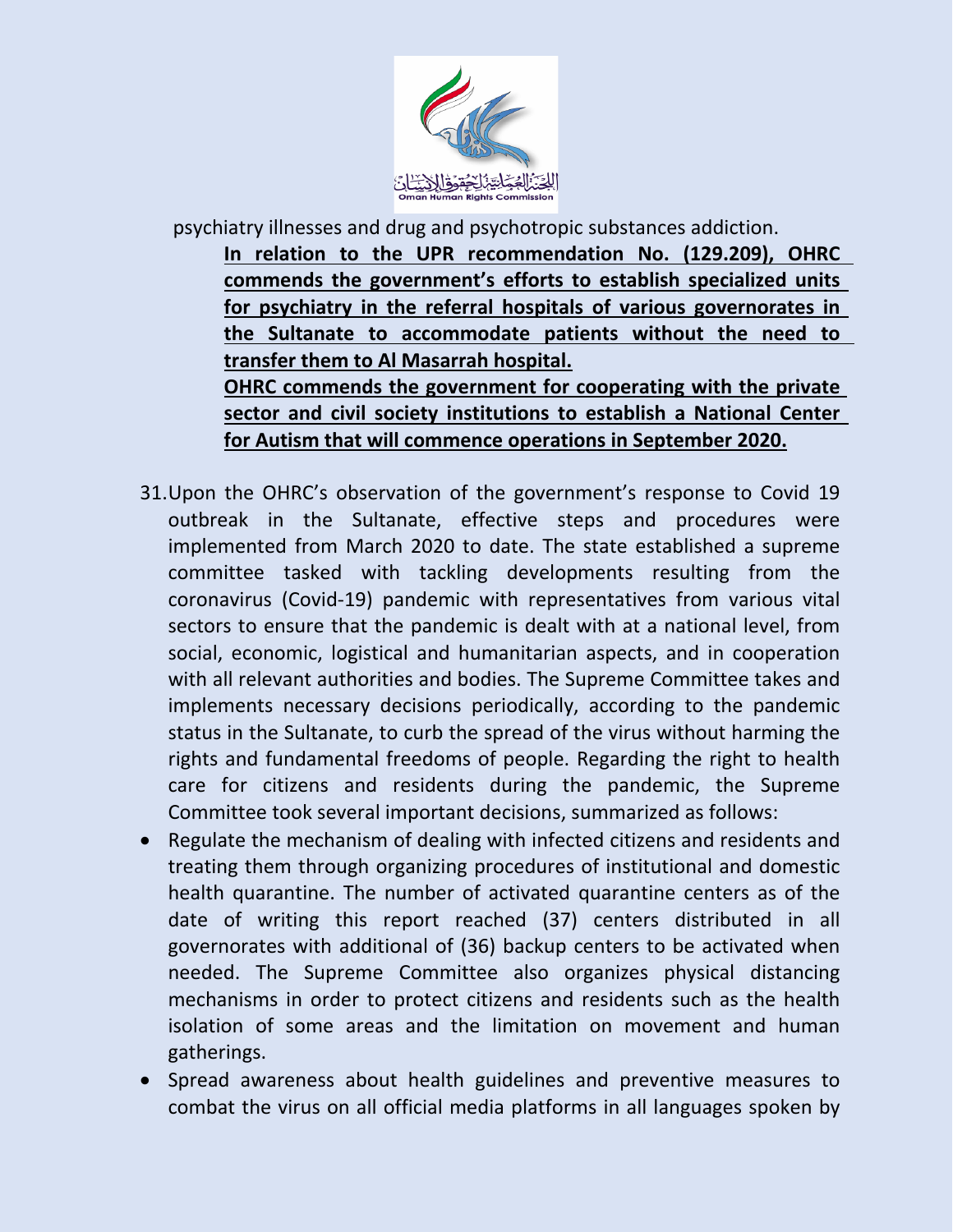psychiatry illnesses and drug and psychotropic substances addiction.

**In relation to the UPR recommendation No. (129.209), OHRC commends the government's efforts to establish specialized units for psychiatry in the referral hospitals of various governorates in the Sultanate to accommodate patients without the need to transfer them to Al Masarrah hospital.**

**OHRC commends the government for cooperating with the private sector and civil society institutions to establish a National Center for Autism that will commence operations in September 2020.**

31. Upon the OHRC's observation of the government's response to Covid 19 outbreak in the Sultanate, effective steps and procedures were implemented from March 2020 to date. The state established a supreme committee tasked with tackling developments resulting from the coronavirus (Covid-19) pandemic with representatives from various vital sectors to ensure that the pandemic is dealt with at a national level, from social, economic, logistical and humanitarian aspects, and in cooperation with all relevant authorities and bodies. The Supreme Committee takes and implements necessary decisions periodically, according to the pandemic status in the Sultanate, to curb the spread of the virus without harming the rights and fundamental freedoms of people. Regarding the right to health care for citizens and residents during the pandemic, the Supreme Committee took several important decisions, summarized as follows:

- Regulate the mechanism of dealing with infected citizens and residents and treating them through organizing procedures of institutional and domestic health quarantine. The number of activated quarantine centers as of the date of writing this report reached (37) centers distributed in all governorates with additional of (36) backup centers to be activated when needed. The Supreme Committee also organizes physical distancing mechanisms in order to protect citizens and residents such as the health isolation of some areas and the limitation on movement and human gatherings.
- Spread awareness about health guidelines and preventive measures to combat the virus on all official media platforms in all languages spoken by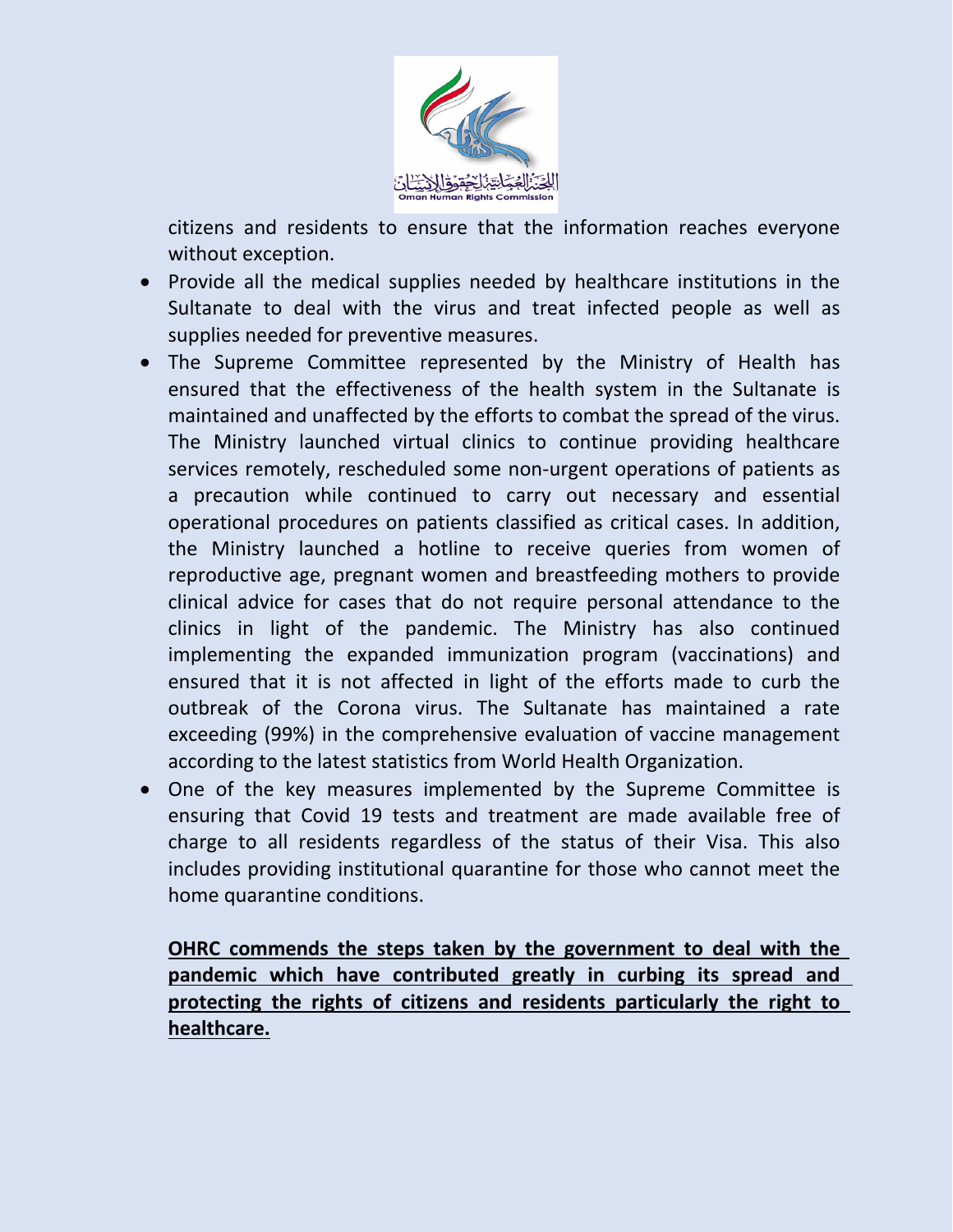citizens and residents to ensure that the information reaches everyone without exception.

- Provide all the medical supplies needed by healthcare institutions in the Sultanate to deal with the virus and treat infected people as well as supplies needed for preventive measures.
- The Supreme Committee represented by the Ministry of Health has ensured that the effectiveness of the health system in the Sultanate is maintained and unaffected by the efforts to combat the spread of the virus. The Ministry launched virtual clinics to continue providing healthcare services remotely, rescheduled some non-urgent operations of patients as a precaution while continued to carry out necessary and essential operational procedures on patients classified as critical cases. In addition, the Ministry launched a hotline to receive queries from women of reproductive age, pregnant women and breastfeeding mothers to provide clinical advice for cases that do not require personal attendance to the clinics in light of the pandemic. The Ministry has also continued implementing the expanded immunization program (vaccinations) and ensured that it is not affected in light of the efforts made to curb the outbreak of the Corona virus. The Sultanate has maintained a rate exceeding (99%) in the comprehensive evaluation of vaccine management according to the latest statistics from World Health Organization.
- One of the key measures implemented by the Supreme Committee is ensuring that Covid 19 tests and treatment are made available free of charge to all residents regardless of the status of their Visa. This also includes providing institutional quarantine for those who cannot meet the home quarantine conditions.

**OHRC commends the steps taken by the government to deal with the pandemic which have contributed greatly in curbing its spread and protecting the rights of citizens and residents particularly the right to healthcare.**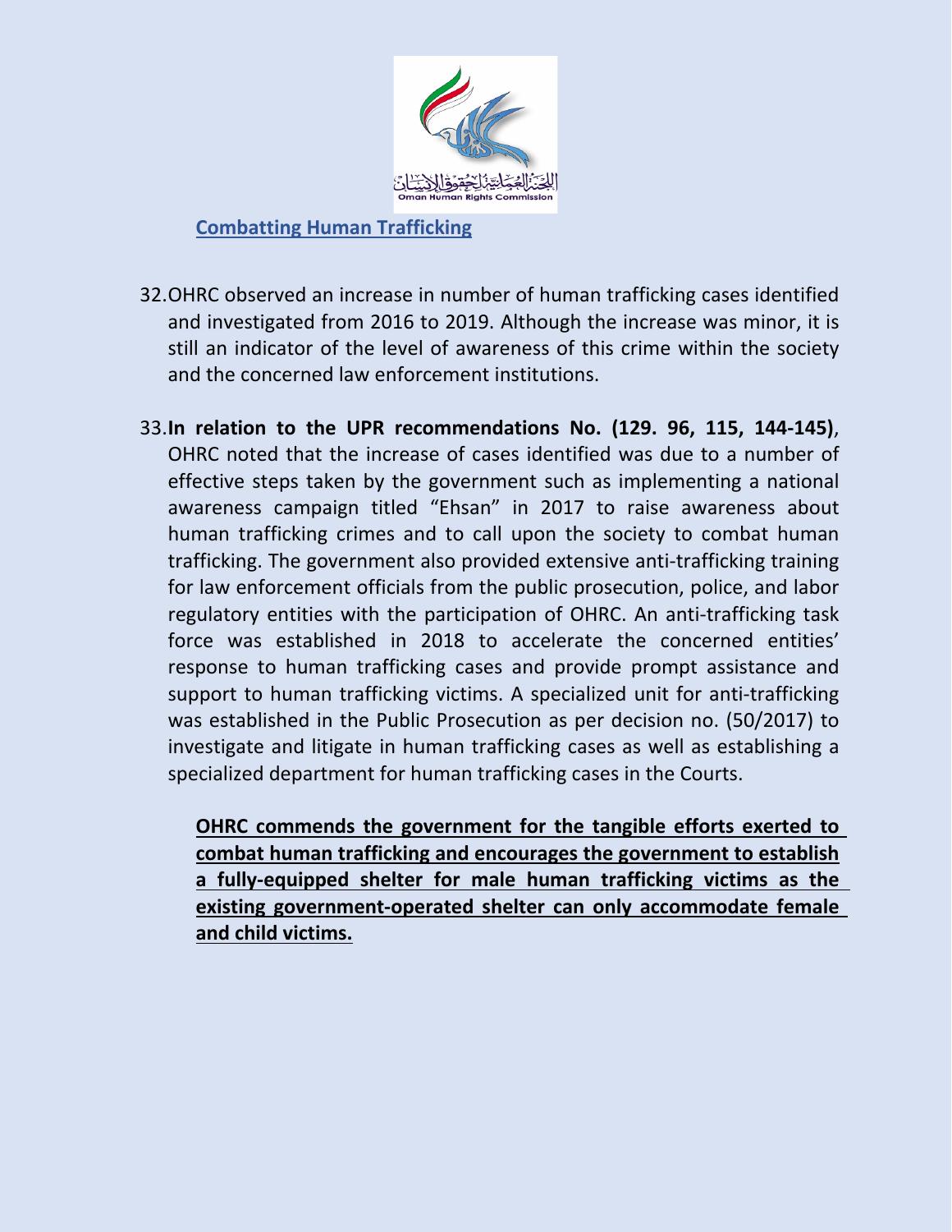## Combatting Human Trafficking

32. OHRC observed an increase in number of human trafficking cases identified and investigated from 2016 to 2019. Although the increase was minor, it is still an indicator of the level of awareness of this crime within the society and the concerned law enforcement institutions.

33. **In relation to the UPR recommendations No. (129. 96, 115, 144-145)**, OHRC noted that the increase of cases identified was due to a number of effective steps taken by the government such as implementing a national awareness campaign titled "Ehsan" in 2017 to raise awareness about human trafficking crimes and to call upon the society to combat human trafficking. The government also provided extensive anti-trafficking training for law enforcement officials from the public prosecution, police, and labor regulatory entities with the participation of OHRC. An anti-trafficking task force was established in 2018 to accelerate the concerned entities' response to human trafficking cases and provide prompt assistance and support to human trafficking victims. A specialized unit for anti-trafficking was established in the Public Prosecution as per decision no. (50/2017) to investigate and litigate in human trafficking cases as well as establishing a specialized department for human trafficking cases in the Courts.

    **OHRC commends the government for the tangible efforts exerted to combat human trafficking and encourages the government to establish a fully-equipped shelter for male human trafficking victims as the existing government-operated shelter can only accommodate female and child victims.**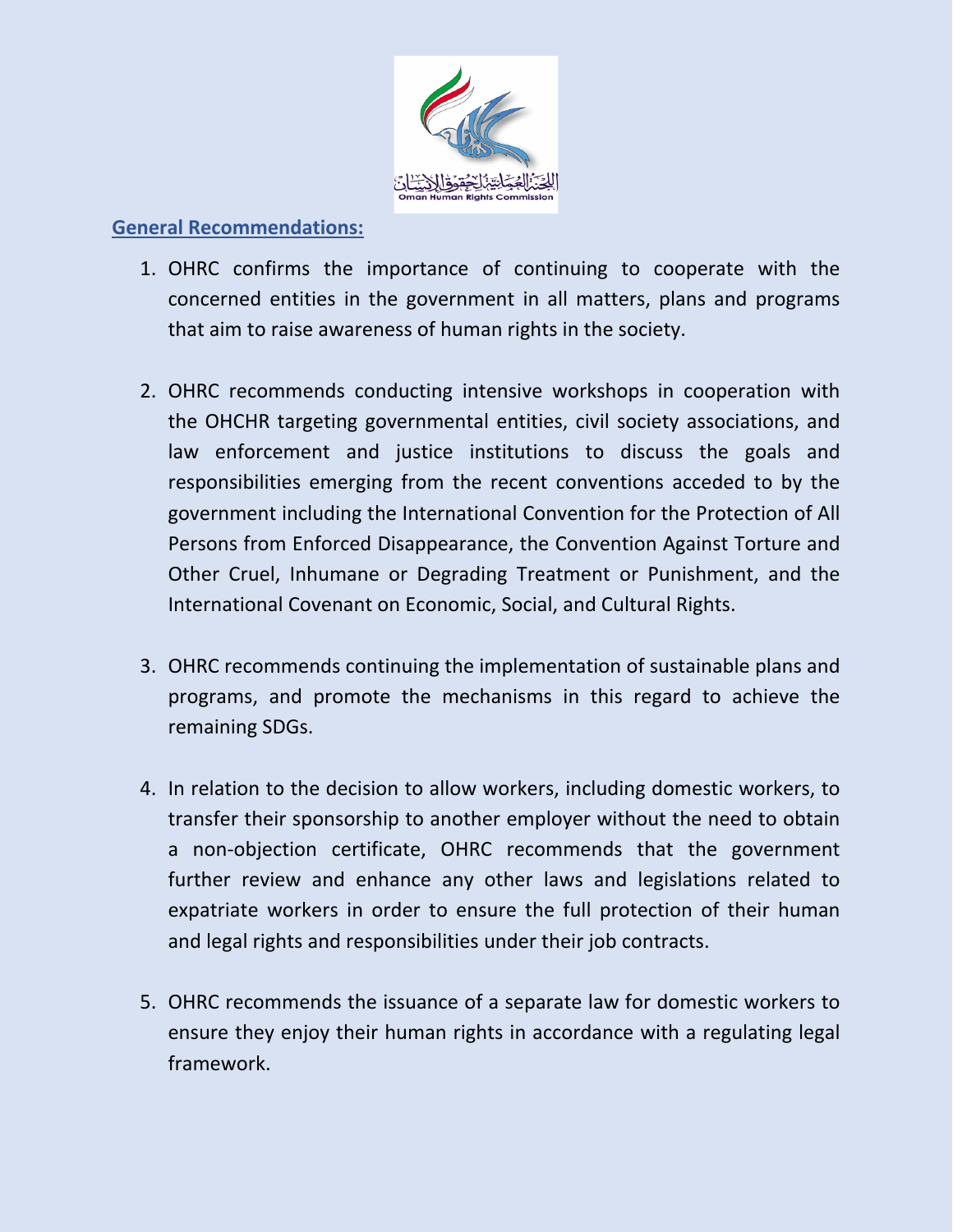## General Recommendations:

1. OHRC confirms the importance of continuing to cooperate with the concerned entities in the government in all matters, plans and programs that aim to raise awareness of human rights in the society.

2. OHRC recommends conducting intensive workshops in cooperation with the OHCHR targeting governmental entities, civil society associations, and law enforcement and justice institutions to discuss the goals and responsibilities emerging from the recent conventions acceded to by the government including the International Convention for the Protection of All Persons from Enforced Disappearance, the Convention Against Torture and Other Cruel, Inhumane or Degrading Treatment or Punishment, and the International Covenant on Economic, Social, and Cultural Rights.

3. OHRC recommends continuing the implementation of sustainable plans and programs, and promote the mechanisms in this regard to achieve the remaining SDGs.

4. In relation to the decision to allow workers, including domestic workers, to transfer their sponsorship to another employer without the need to obtain a non-objection certificate, OHRC recommends that the government further review and enhance any other laws and legislations related to expatriate workers in order to ensure the full protection of their human and legal rights and responsibilities under their job contracts.

5. OHRC recommends the issuance of a separate law for domestic workers to ensure they enjoy their human rights in accordance with a regulating legal framework.